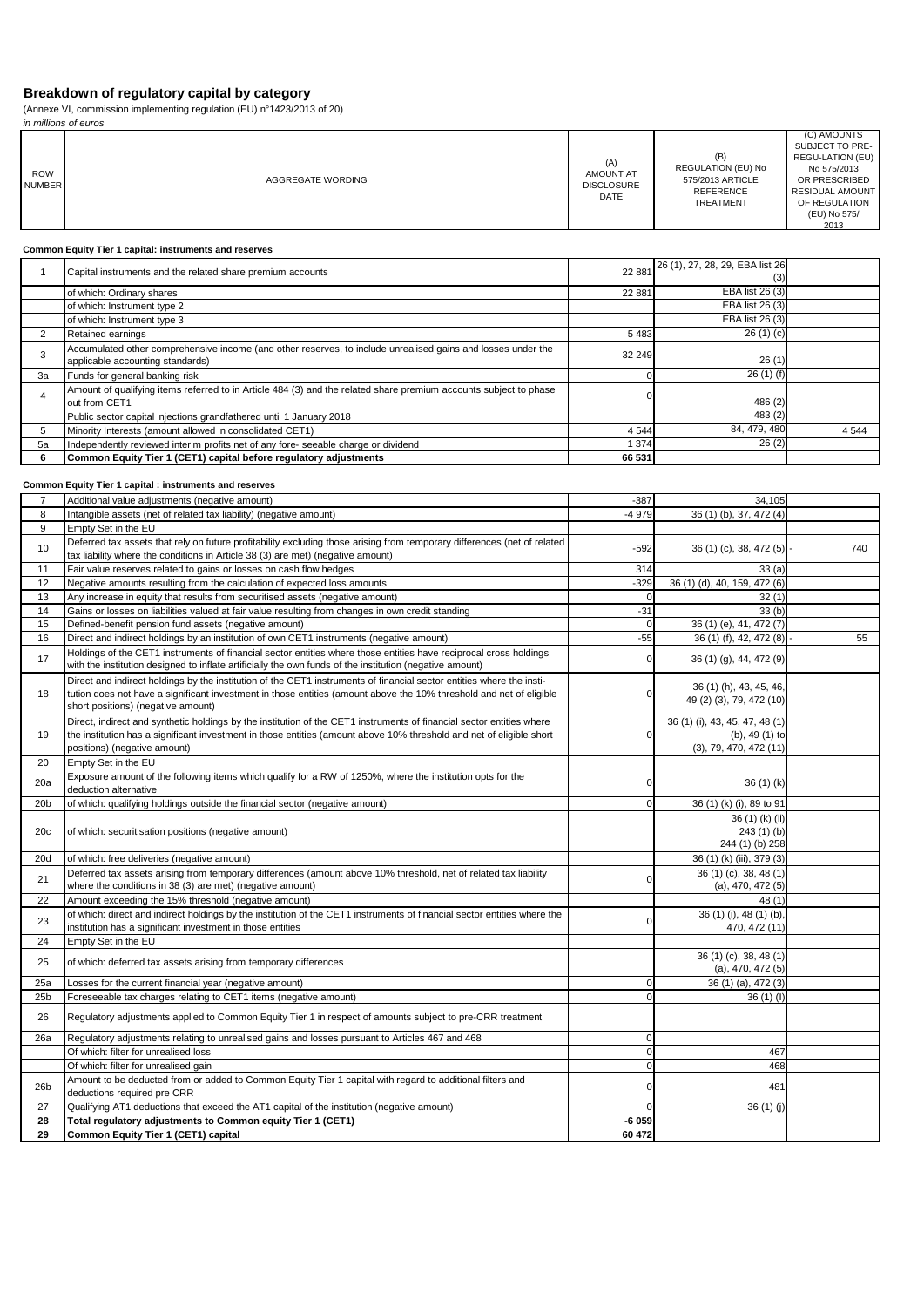# Breakdown of regulatory capital by category

(Annexe VI, commission implementing regulation (EU) n°1423/2013 of 20)

*in millions of euros*

| ROW NUMBER | AGGREGATE WORDING | (A) AMOUNT AT DISCLOSURE DATE | (B) REGULATION (EU) No 575/2013 ARTICLE REFERENCE TREATMENT | (C) AMOUNTS SUBJECT TO PRE-REGU-LATION (EU) No 575/2013 OR PRESCRIBED RESIDUAL AMOUNT OF REGULATION (EU) No 575/ 2013 |
|---|---|---|---|---|

**Common Equity Tier 1 capital: instruments and reserves**

| ROW NUMBER | AGGREGATE WORDING | (A) | (B) | (C) |
|---|---|---|---|---|
| 1 | Capital instruments and the related share premium accounts | 22 881 | 26 (1), 27, 28, 29, EBA list 26 (3) | |
| | of which: Ordinary shares | 22 881 | EBA list 26 (3) | |
| | of which: Instrument type 2 | | EBA list 26 (3) | |
| | of which: Instrument type 3 | | EBA list 26 (3) | |
| 2 | Retained earnings | 5 483 | 26 (1) (c) | |
| 3 | Accumulated other comprehensive income (and other reserves, to include unrealised gains and losses under the applicable accounting standards) | 32 249 | 26 (1) | |
| 3a | Funds for general banking risk | 0 | 26 (1) (f) | |
| 4 | Amount of qualifying items referred to in Article 484 (3) and the related share premium accounts subject to phase out from CET1 | 0 | 486 (2) | |
| | Public sector capital injections grandfathered until 1 January 2018 | | 483 (2) | |
| 5 | Minority Interests (amount allowed in consolidated CET1) | 4 544 | 84, 479, 480 | 4 544 |
| 5a | Independently reviewed interim profits net of any fore- seeable charge or dividend | 1 374 | 26 (2) | |
| **6** | **Common Equity Tier 1 (CET1) capital before regulatory adjustments** | **66 531** | | |

**Common Equity Tier 1 capital : instruments and reserves**

| ROW NUMBER | AGGREGATE WORDING | (A) | (B) | (C) |
|---|---|---|---|---|
| 7 | Additional value adjustments (negative amount) | -387 | 34,105 | |
| 8 | Intangible assets (net of related tax liability) (negative amount) | -4 979 | 36 (1) (b), 37, 472 (4) | |
| 9 | Empty Set in the EU | | | |
| 10 | Deferred tax assets that rely on future profitability excluding those arising from temporary differences (net of related tax liability where the conditions in Article 38 (3) are met) (negative amount) | -592 | 36 (1) (c), 38, 472 (5) | - 740 |
| 11 | Fair value reserves related to gains or losses on cash flow hedges | 314 | 33 (a) | |
| 12 | Negative amounts resulting from the calculation of expected loss amounts | -329 | 36 (1) (d), 40, 159, 472 (6) | |
| 13 | Any increase in equity that results from securitised assets (negative amount) | 0 | 32 (1) | |
| 14 | Gains or losses on liabilities valued at fair value resulting from changes in own credit standing | -31 | 33 (b) | |
| 15 | Defined-benefit pension fund assets (negative amount) | 0 | 36 (1) (e), 41, 472 (7) | |
| 16 | Direct and indirect holdings by an institution of own CET1 instruments (negative amount) | -55 | 36 (1) (f), 42, 472 (8) | - 55 |
| 17 | Holdings of the CET1 instruments of financial sector entities where those entities have reciprocal cross holdings with the institution designed to inflate artificially the own funds of the institution (negative amount) | 0 | 36 (1) (g), 44, 472 (9) | |
| 18 | Direct and indirect holdings by the institution of the CET1 instruments of financial sector entities where the institution does not have a significant investment in those entities (amount above the 10% threshold and net of eligible short positions) (negative amount) | 0 | 36 (1) (h), 43, 45, 46, 49 (2) (3), 79, 472 (10) | |
| 19 | Direct, indirect and synthetic holdings by the institution of the CET1 instruments of financial sector entities where the institution has a significant investment in those entities (amount above 10% threshold and net of eligible short positions) (negative amount) | 0 | 36 (1) (i), 43, 45, 47, 48 (1) (b), 49 (1) to (3), 79, 470, 472 (11) | |
| 20 | Empty Set in the EU | | | |
| 20a | Exposure amount of the following items which qualify for a RW of 1250%, where the institution opts for the deduction alternative | 0 | 36 (1) (k) | |
| 20b | of which: qualifying holdings outside the financial sector (negative amount) | 0 | 36 (1) (k) (i), 89 to 91 | |
| 20c | of which: securitisation positions (negative amount) | | 36 (1) (k) (ii) 243 (1) (b) 244 (1) (b) 258 | |
| 20d | of which: free deliveries (negative amount) | | 36 (1) (k) (iii), 379 (3) | |
| 21 | Deferred tax assets arising from temporary differences (amount above 10% threshold, net of related tax liability where the conditions in 38 (3) are met) (negative amount) | 0 | 36 (1) (c), 38, 48 (1) (a), 470, 472 (5) | |
| 22 | Amount exceeding the 15% threshold (negative amount) | | 48 (1) | |
| 23 | of which: direct and indirect holdings by the institution of the CET1 instruments of financial sector entities where the institution has a significant investment in those entities | 0 | 36 (1) (i), 48 (1) (b), 470, 472 (11) | |
| 24 | Empty Set in the EU | | | |
| 25 | of which: deferred tax assets arising from temporary differences | | 36 (1) (c), 38, 48 (1) (a), 470, 472 (5) | |
| 25a | Losses for the current financial year (negative amount) | 0 | 36 (1) (a), 472 (3) | |
| 25b | Foreseeable tax charges relating to CET1 items (negative amount) | 0 | 36 (1) (l) | |
| 26 | Regulatory adjustments applied to Common Equity Tier 1 in respect of amounts subject to pre-CRR treatment | | | |
| 26a | Regulatory adjustments relating to unrealised gains and losses pursuant to Articles 467 and 468 | 0 | | |
| | Of which: filter for unrealised loss | 0 | 467 | |
| | Of which: filter for unrealised gain | 0 | 468 | |
| 26b | Amount to be deducted from or added to Common Equity Tier 1 capital with regard to additional filters and deductions required pre CRR | 0 | 481 | |
| 27 | Qualifying AT1 deductions that exceed the AT1 capital of the institution (negative amount) | 0 | 36 (1) (j) | |
| **28** | **Total regulatory adjustments to Common equity Tier 1 (CET1)** | **-6 059** | | |
| **29** | **Common Equity Tier 1 (CET1) capital** | **60 472** | | |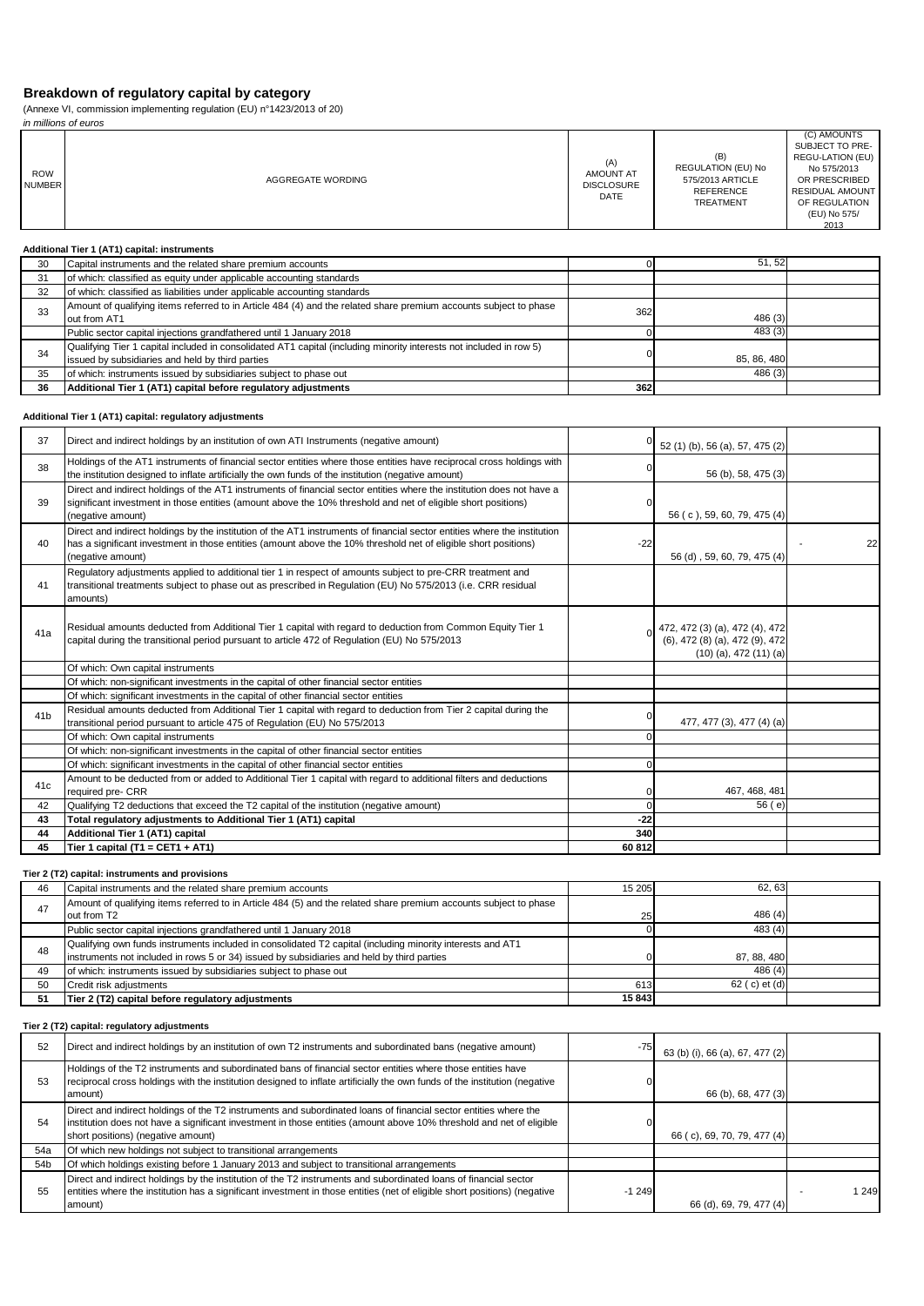## Breakdown of regulatory capital by category

(Annexe VI, commission implementing regulation (EU) n°1423/2013 of 20)

*in millions of euros*

| ROW NUMBER | AGGREGATE WORDING | (A) AMOUNT AT DISCLOSURE DATE | (B) REGULATION (EU) No 575/2013 ARTICLE REFERENCE TREATMENT | (C) AMOUNTS SUBJECT TO PRE-REGU-LATION (EU) No 575/2013 OR PRESCRIBED RESIDUAL AMOUNT OF REGULATION (EU) No 575/ 2013 |
|---|---|---|---|---|
| | **Additional Tier 1 (AT1) capital: instruments** | | | |
| 30 | Capital instruments and the related share premium accounts | 0 | 51, 52 | |
| 31 | of which: classified as equity under applicable accounting standards | | | |
| 32 | of which: classified as liabilities under applicable accounting standards | | | |
| 33 | Amount of qualifying items referred to in Article 484 (4) and the related share premium accounts subject to phase out from AT1 | 362 | 486 (3) | |
| | Public sector capital injections grandfathered until 1 January 2018 | 0 | 483 (3) | |
| 34 | Qualifying Tier 1 capital included in consolidated AT1 capital (including minority interests not included in row 5) issued by subsidiaries and held by third parties | 0 | 85, 86, 480 | |
| 35 | of which: instruments issued by subsidiaries subject to phase out | | 486 (3) | |
| **36** | **Additional Tier 1 (AT1) capital before regulatory adjustments** | **362** | | |
| | **Additional Tier 1 (AT1) capital: regulatory adjustments** | | | |
| 37 | Direct and indirect holdings by an institution of own ATI Instruments (negative amount) | 0 | 52 (1) (b), 56 (a), 57, 475 (2) | |
| 38 | Holdings of the AT1 instruments of financial sector entities where those entities have reciprocal cross holdings with the institution designed to inflate artificially the own funds of the institution (negative amount) | 0 | 56 (b), 58, 475 (3) | |
| 39 | Direct and indirect holdings of the AT1 instruments of financial sector entities where the institution does not have a significant investment in those entities (amount above the 10% threshold and net of eligible short positions) (negative amount) | 0 | 56 ( c ), 59, 60, 79, 475 (4) | |
| 40 | Direct and indirect holdings by the institution of the AT1 instruments of financial sector entities where the institution has a significant investment in those entities (amount above the 10% threshold net of eligible short positions) (negative amount) | -22 | 56 (d) , 59, 60, 79, 475 (4) | - 22 |
| 41 | Regulatory adjustments applied to additional tier 1 in respect of amounts subject to pre-CRR treatment and transitional treatments subject to phase out as prescribed in Regulation (EU) No 575/2013 (i.e. CRR residual amounts) | | | |
| 41a | Residual amounts deducted from Additional Tier 1 capital with regard to deduction from Common Equity Tier 1 capital during the transitional period pursuant to article 472 of Regulation (EU) No 575/2013 | 0 | 472, 472 (3) (a), 472 (4), 472 (6), 472 (8) (a), 472 (9), 472 (10) (a), 472 (11) (a) | |
| | Of which: Own capital instruments | | | |
| | Of which: non-significant investments in the capital of other financial sector entities | | | |
| | Of which: significant investments in the capital of other financial sector entities | | | |
| 41b | Residual amounts deducted from Additional Tier 1 capital with regard to deduction from Tier 2 capital during the transitional period pursuant to article 475 of Regulation (EU) No 575/2013 | 0 | 477, 477 (3), 477 (4) (a) | |
| | Of which: Own capital instruments | 0 | | |
| | Of which: non-significant investments in the capital of other financial sector entities | | | |
| | Of which: significant investments in the capital of other financial sector entities | 0 | | |
| 41c | Amount to be deducted from or added to Additional Tier 1 capital with regard to additional filters and deductions required pre- CRR | 0 | 467, 468, 481 | |
| 42 | Qualifying T2 deductions that exceed the T2 capital of the institution (negative amount) | 0 | 56 ( e) | |
| **43** | **Total regulatory adjustments to Additional Tier 1 (AT1) capital** | **-22** | | |
| **44** | **Additional Tier 1 (AT1) capital** | **340** | | |
| **45** | **Tier 1 capital (T1 = CET1 + AT1)** | **60 812** | | |
| | **Tier 2 (T2) capital: instruments and provisions** | | | |
| 46 | Capital instruments and the related share premium accounts | 15 205 | 62, 63 | |
| 47 | Amount of qualifying items referred to in Article 484 (5) and the related share premium accounts subject to phase out from T2 | 25 | 486 (4) | |
| | Public sector capital injections grandfathered until 1 January 2018 | 0 | 483 (4) | |
| 48 | Qualifying own funds instruments included in consolidated T2 capital (including minority interests and AT1 instruments not included in rows 5 or 34) issued by subsidiaries and held by third parties | 0 | 87, 88, 480 | |
| 49 | of which: instruments issued by subsidiaries subject to phase out | | 486 (4) | |
| 50 | Credit risk adjustments | 613 | 62 ( c) et (d) | |
| **51** | **Tier 2 (T2) capital before regulatory adjustments** | **15 843** | | |
| | **Tier 2 (T2) capital: regulatory adjustments** | | | |
| 52 | Direct and indirect holdings by an institution of own T2 instruments and subordinated bans (negative amount) | -75 | 63 (b) (i), 66 (a), 67, 477 (2) | |
| 53 | Holdings of the T2 instruments and subordinated bans of financial sector entities where those entities have reciprocal cross holdings with the institution designed to inflate artificially the own funds of the institution (negative amount) | 0 | 66 (b), 68, 477 (3) | |
| 54 | Direct and indirect holdings of the T2 instruments and subordinated loans of financial sector entities where the institution does not have a significant investment in those entities (amount above 10% threshold and net of eligible short positions) (negative amount) | 0 | 66 ( c), 69, 70, 79, 477 (4) | |
| 54a | Of which new holdings not subject to transitional arrangements | | | |
| 54b | Of which holdings existing before 1 January 2013 and subject to transitional arrangements | | | |
| 55 | Direct and indirect holdings by the institution of the T2 instruments and subordinated loans of financial sector entities where the institution has a significant investment in those entities (net of eligible short positions) (negative amount) | -1 249 | 66 (d), 69, 79, 477 (4) | - 1 249 |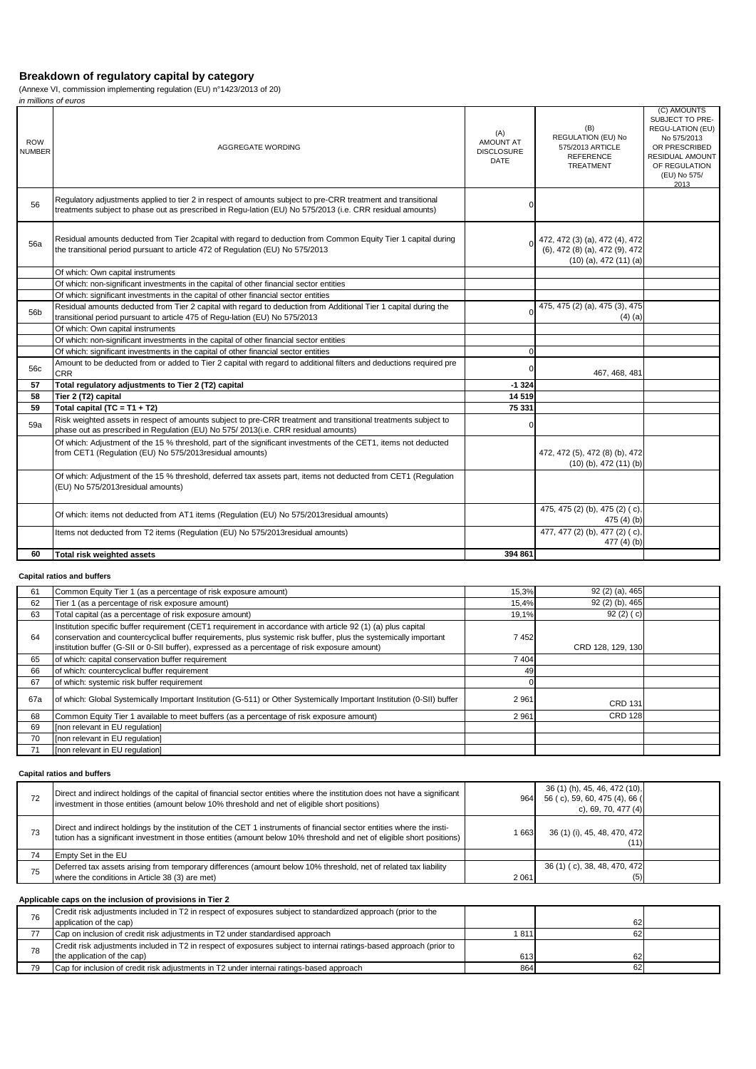## Breakdown of regulatory capital by category

(Annexe VI, commission implementing regulation (EU) n°1423/2013 of 20)

*in millions of euros*

| ROW NUMBER | AGGREGATE WORDING | (A) AMOUNT AT DISCLOSURE DATE | (B) REGULATION (EU) No 575/2013 ARTICLE REFERENCE TREATMENT | (C) AMOUNTS SUBJECT TO PRE-REGU-LATION (EU) No 575/2013 OR PRESCRIBED RESIDUAL AMOUNT OF REGULATION (EU) No 575/ 2013 |
|---|---|---|---|---|
| 56 | Regulatory adjustments applied to tier 2 in respect of amounts subject to pre-CRR treatment and transitional treatments subject to phase out as prescribed in Regu-lation (EU) No 575/2013 (i.e. CRR residual amounts) | 0 | | |
| 56a | Residual amounts deducted from Tier 2capital with regard to deduction from Common Equity Tier 1 capital during the transitional period pursuant to article 472 of Regulation (EU) No 575/2013 | 0 | 472, 472 (3) (a), 472 (4), 472 (6), 472 (8) (a), 472 (9), 472 (10) (a), 472 (11) (a) | |
| | Of which: Own capital instruments | | | |
| | Of which: non-significant investments in the capital of other financial sector entities | | | |
| | Of which: significant investments in the capital of other financial sector entities | | | |
| 56b | Residual amounts deducted from Tier 2 capital with regard to deduction from Additional Tier 1 capital during the transitional period pursuant to article 475 of Regu-lation (EU) No 575/2013 | 0 | 475, 475 (2) (a), 475 (3), 475 (4) (a) | |
| | Of which: Own capital instruments | | | |
| | Of which: non-significant investments in the capital of other financial sector entities | | | |
| | Of which: significant investments in the capital of other financial sector entities | 0 | | |
| 56c | Amount to be deducted from or added to Tier 2 capital with regard to additional filters and deductions required pre CRR | 0 | 467, 468, 481 | |
| **57** | **Total regulatory adjustments to Tier 2 (T2) capital** | **-1 324** | | |
| **58** | **Tier 2 (T2) capital** | **14 519** | | |
| **59** | **Total capital (TC = T1 + T2)** | **75 331** | | |
| 59a | Risk weighted assets in respect of amounts subject to pre-CRR treatment and transitional treatments subject to phase out as prescribed in Regulation (EU) No 575/ 2013(i.e. CRR residual amounts) | 0 | | |
| | Of which: Adjustment of the 15 % threshold, part of the significant investments of the CET1, items not deducted from CET1 (Regulation (EU) No 575/2013residual amounts) | | 472, 472 (5), 472 (8) (b), 472 (10) (b), 472 (11) (b) | |
| | Of which: Adjustment of the 15 % threshold, deferred tax assets part, items not deducted from CET1 (Regulation (EU) No 575/2013residual amounts) | | | |
| | Of which: items not deducted from AT1 items (Regulation (EU) No 575/2013residual amounts) | | 475, 475 (2) (b), 475 (2) ( c), 475 (4) (b) | |
| | Items not deducted from T2 items (Regulation (EU) No 575/2013residual amounts) | | 477, 477 (2) (b), 477 (2) ( c), 477 (4) (b) | |
| **60** | **Total risk weighted assets** | **394 861** | | |

### Capital ratios and buffers

| | | | | |
|---|---|---|---|---|
| 61 | Common Equity Tier 1 (as a percentage of risk exposure amount) | 15,3% | 92 (2) (a), 465 | |
| 62 | Tier 1 (as a percentage of risk exposure amount) | 15,4% | 92 (2) (b), 465 | |
| 63 | Total capital (as a percentage of risk exposure amount) | 19,1% | 92 (2) ( c) | |
| 64 | Institution specific buffer requirement (CET1 requirement in accordance with article 92 (1) (a) plus capital conservation and countercyclical buffer requirements, plus systemic risk buffer, plus the systemically important institution buffer (G-SII or 0-SII buffer), expressed as a percentage of risk exposure amount) | 7 452 | CRD 128, 129, 130 | |
| 65 | of which: capital conservation buffer requirement | 7 404 | | |
| 66 | of which: countercyclical buffer requirement | 49 | | |
| 67 | of which: systemic risk buffer requirement | 0 | | |
| 67a | of which: Global Systemically Important Institution (G-511) or Other Systemically Important Institution (0-SII) buffer | 2 961 | CRD 131 | |
| 68 | Common Equity Tier 1 available to meet buffers (as a percentage of risk exposure amount) | 2 961 | CRD 128 | |
| 69 | [non relevant in EU regulation] | | | |
| 70 | [non relevant in EU regulation] | | | |
| 71 | [non relevant in EU regulation] | | | |

### Capital ratios and buffers

| | | | | |
|---|---|---|---|---|
| 72 | Direct and indirect holdings of the capital of financial sector entities where the institution does not have a significant investment in those entities (amount below 10% threshold and net of eligible short positions) | 964 | 36 (1) (h), 45, 46, 472 (10), 56 ( c), 59, 60, 475 (4), 66 ( c), 69, 70, 477 (4) | |
| 73 | Direct and indirect holdings by the institution of the CET 1 instruments of financial sector entities where the insti-tution has a significant investment in those entities (amount below 10% threshold and net of eligible short positions) | 1 663 | 36 (1) (i), 45, 48, 470, 472 (11) | |
| 74 | Empty Set in the EU | | | |
| 75 | Deferred tax assets arising from temporary differences (amount below 10% threshold, net of related tax liability where the conditions in Article 38 (3) are met) | 2 061 | 36 (1) ( c), 38, 48, 470, 472 (5) | |

### Applicable caps on the inclusion of provisions in Tier 2

| | | | | |
|---|---|---|---|---|
| 76 | Credit risk adjustments included in T2 in respect of exposures subject to standardized approach (prior to the application of the cap) | | 62 | |
| 77 | Cap on inclusion of credit risk adjustments in T2 under standardised approach | 1 811 | 62 | |
| 78 | Credit risk adjustments included in T2 in respect of exposures subject to internai ratings-based approach (prior to the application of the cap) | 613 | 62 | |
| 79 | Cap for inclusion of credit risk adjustments in T2 under internai ratings-based approach | 864 | 62 | |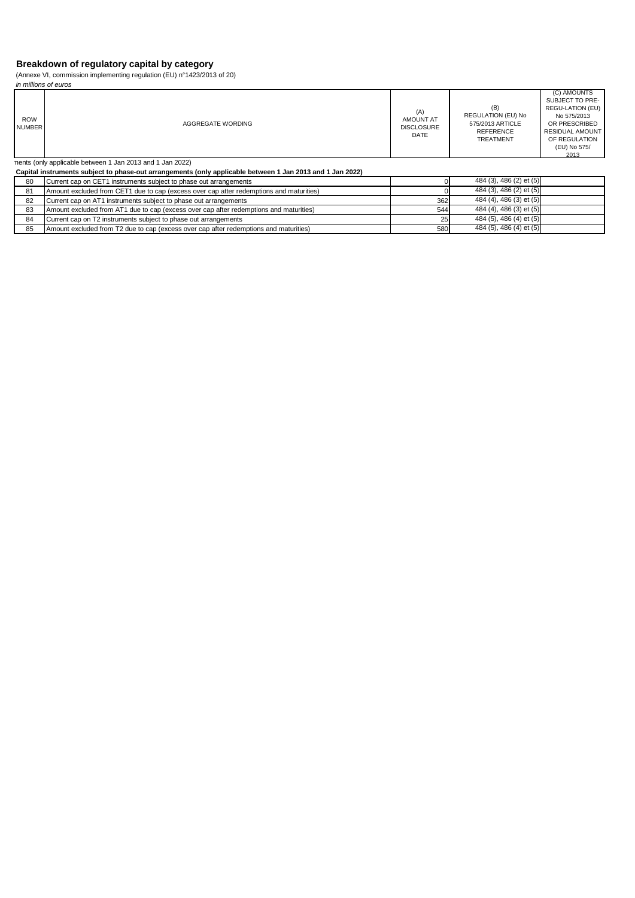## Breakdown of regulatory capital by category

(Annexe VI, commission implementing regulation (EU) n°1423/2013 of 20)

*in millions of euros*

| ROW NUMBER | AGGREGATE WORDING | (A) AMOUNT AT DISCLOSURE DATE | (B) REGULATION (EU) No 575/2013 ARTICLE REFERENCE TREATMENT | (C) AMOUNTS SUBJECT TO PRE-REGU-LATION (EU) No 575/2013 OR PRESCRIBED RESIDUAL AMOUNT OF REGULATION (EU) No 575/ 2013 |
|---|---|---|---|---|
| | nents (only applicable between 1 Jan 2013 and 1 Jan 2022) | | | |
| | **Capital instruments subject to phase-out arrangements (only applicable between 1 Jan 2013 and 1 Jan 2022)** | | | |
| 80 | Current cap on CET1 instruments subject to phase out arrangements | 0 | 484 (3), 486 (2) et (5) | |
| 81 | Amount excluded from CET1 due to cap (excess over cap atter redemptions and maturities) | 0 | 484 (3), 486 (2) et (5) | |
| 82 | Current cap on AT1 instruments subject to phase out arrangements | 362 | 484 (4), 486 (3) et (5) | |
| 83 | Amount excluded from AT1 due to cap (excess over cap after redemptions and maturities) | 544 | 484 (4), 486 (3) et (5) | |
| 84 | Current cap on T2 instruments subject to phase out arrangements | 25 | 484 (5), 486 (4) et (5) | |
| 85 | Amount excluded from T2 due to cap (excess over cap after redemptions and maturities) | 580 | 484 (5), 486 (4) et (5) | |